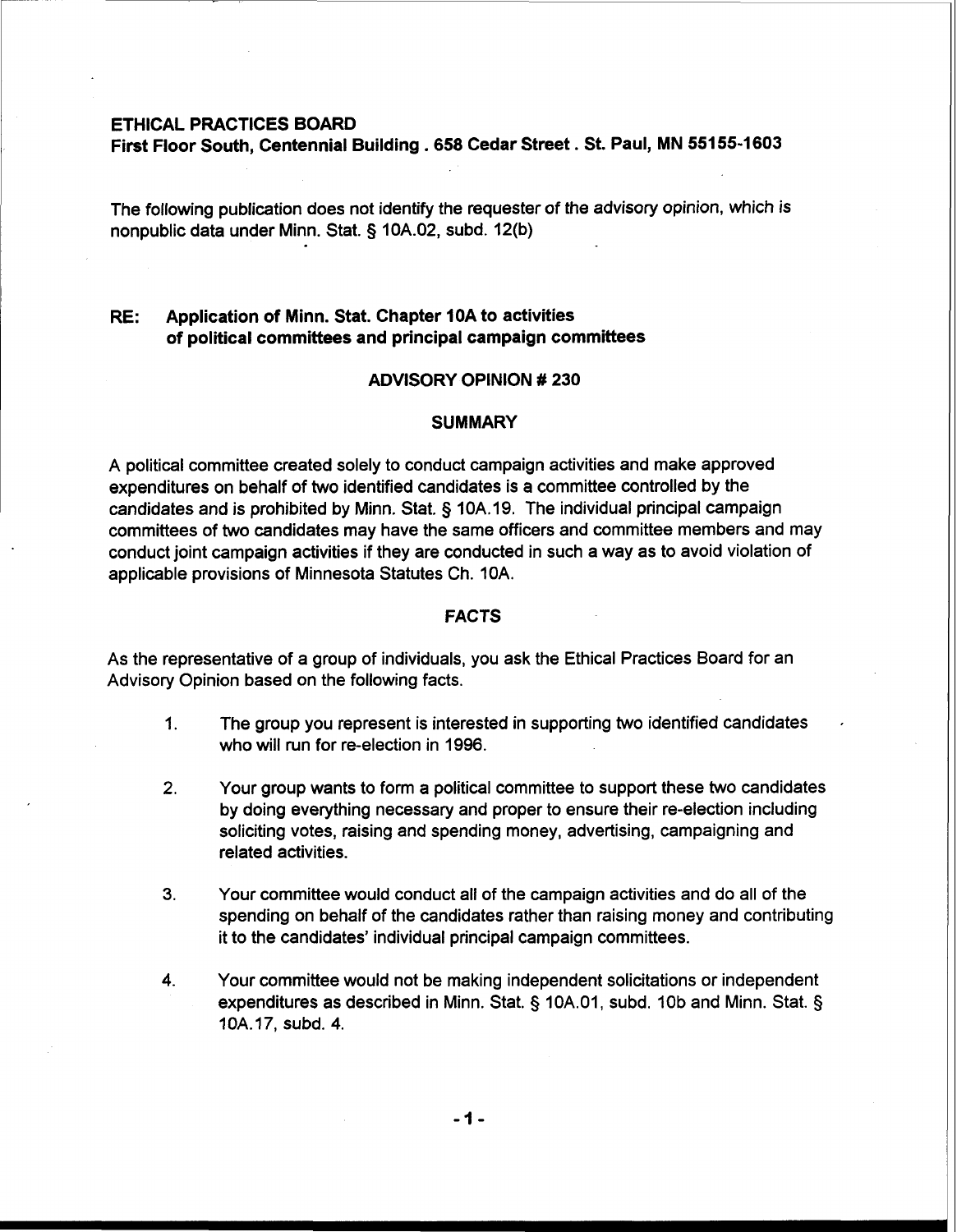**ETHICAL PRACTICES BOARD**
**First Floor South, Centennial Building . 658 Cedar Street . St. Paul, MN 55155-1603**

The following publication does not identify the requester of the advisory opinion, which is nonpublic data under Minn. Stat. § 10A.02, subd. 12(b)

**RE: Application of Minn. Stat. Chapter 10A to activities of political committees and principal campaign committees**

## ADVISORY OPINION # 230

### SUMMARY

A political committee created solely to conduct campaign activities and make approved expenditures on behalf of two identified candidates is a committee controlled by the candidates and is prohibited by Minn. Stat. § 10A.19. The individual principal campaign committees of two candidates may have the same officers and committee members and may conduct joint campaign activities if they are conducted in such a way as to avoid violation of applicable provisions of Minnesota Statutes Ch. 10A.

### FACTS

As the representative of a group of individuals, you ask the Ethical Practices Board for an Advisory Opinion based on the following facts.

1. The group you represent is interested in supporting two identified candidates who will run for re-election in 1996.
2. Your group wants to form a political committee to support these two candidates by doing everything necessary and proper to ensure their re-election including soliciting votes, raising and spending money, advertising, campaigning and related activities.
3. Your committee would conduct all of the campaign activities and do all of the spending on behalf of the candidates rather than raising money and contributing it to the candidates' individual principal campaign committees.
4. Your committee would not be making independent solicitations or independent expenditures as described in Minn. Stat. § 10A.01, subd. 10b and Minn. Stat. § 10A.17, subd. 4.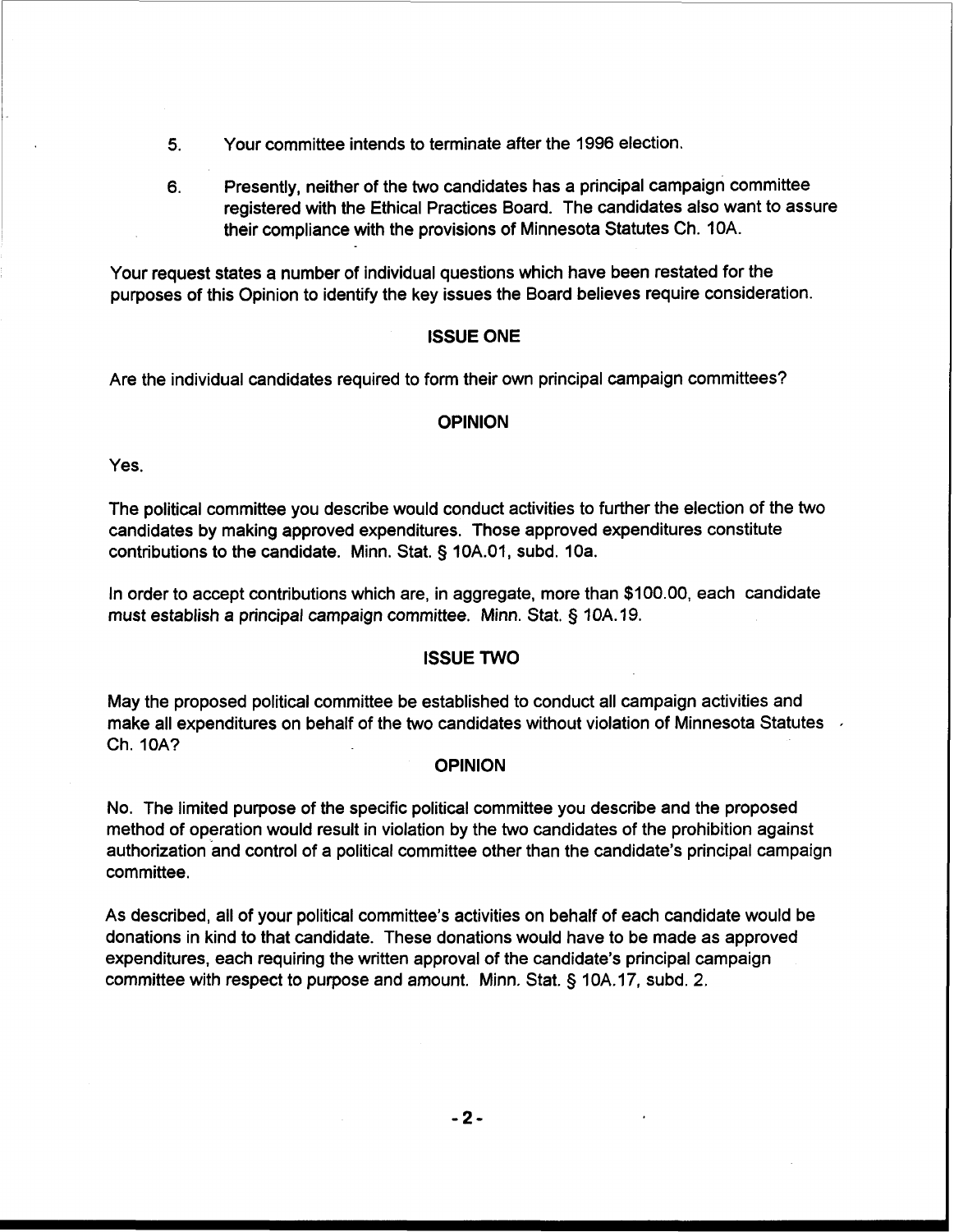5. Your committee intends to terminate after the 1996 election.

6. Presently, neither of the two candidates has a principal campaign committee registered with the Ethical Practices Board. The candidates also want to assure their compliance with the provisions of Minnesota Statutes Ch. 10A.

Your request states a number of individual questions which have been restated for the purposes of this Opinion to identify the key issues the Board believes require consideration.

## ISSUE ONE

Are the individual candidates required to form their own principal campaign committees?

## OPINION

Yes.

The political committee you describe would conduct activities to further the election of the two candidates by making approved expenditures. Those approved expenditures constitute contributions to the candidate. Minn. Stat. § 10A.01, subd. 10a.

In order to accept contributions which are, in aggregate, more than $100.00, each candidate must establish a principal campaign committee. Minn. Stat. § 10A.19.

## ISSUE TWO

May the proposed political committee be established to conduct all campaign activities and make all expenditures on behalf of the two candidates without violation of Minnesota Statutes Ch. 10A?

## OPINION

No. The limited purpose of the specific political committee you describe and the proposed method of operation would result in violation by the two candidates of the prohibition against authorization and control of a political committee other than the candidate's principal campaign committee.

As described, all of your political committee's activities on behalf of each candidate would be donations in kind to that candidate. These donations would have to be made as approved expenditures, each requiring the written approval of the candidate's principal campaign committee with respect to purpose and amount. Minn. Stat. § 10A.17, subd. 2.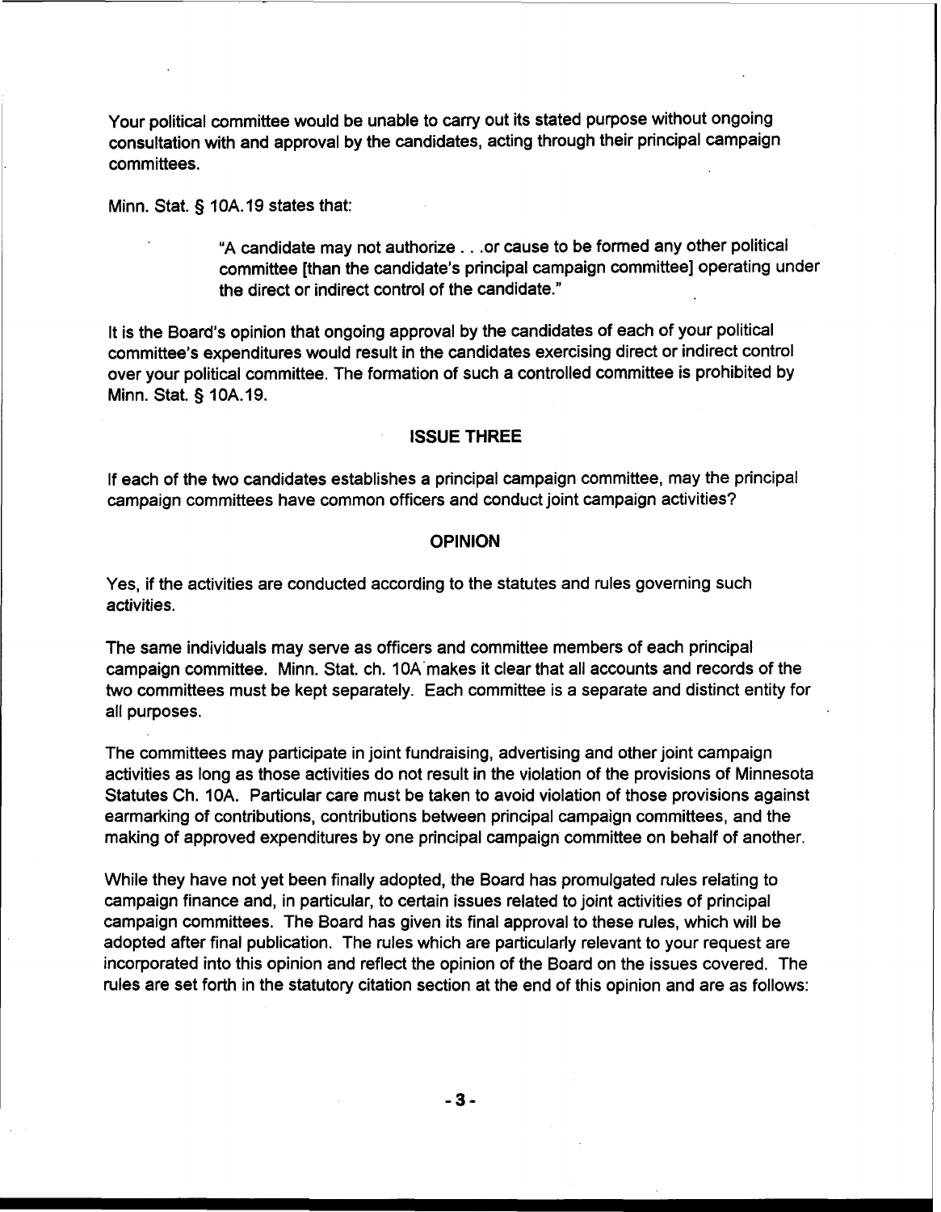Your political committee would be unable to carry out its stated purpose without ongoing consultation with and approval by the candidates, acting through their principal campaign committees.

Minn. Stat. § 10A.19 states that:

> "A candidate may not authorize . . .or cause to be formed any other political committee [than the candidate's principal campaign committee] operating under the direct or indirect control of the candidate."

It is the Board's opinion that ongoing approval by the candidates of each of your political committee's expenditures would result in the candidates exercising direct or indirect control over your political committee. The formation of such a controlled committee is prohibited by Minn. Stat. § 10A.19.

## ISSUE THREE

If each of the two candidates establishes a principal campaign committee, may the principal campaign committees have common officers and conduct joint campaign activities?

## OPINION

Yes, if the activities are conducted according to the statutes and rules governing such activities.

The same individuals may serve as officers and committee members of each principal campaign committee. Minn. Stat. ch. 10A makes it clear that all accounts and records of the two committees must be kept separately. Each committee is a separate and distinct entity for all purposes.

The committees may participate in joint fundraising, advertising and other joint campaign activities as long as those activities do not result in the violation of the provisions of Minnesota Statutes Ch. 10A. Particular care must be taken to avoid violation of those provisions against earmarking of contributions, contributions between principal campaign committees, and the making of approved expenditures by one principal campaign committee on behalf of another.

While they have not yet been finally adopted, the Board has promulgated rules relating to campaign finance and, in particular, to certain issues related to joint activities of principal campaign committees. The Board has given its final approval to these rules, which will be adopted after final publication. The rules which are particularly relevant to your request are incorporated into this opinion and reflect the opinion of the Board on the issues covered. The rules are set forth in the statutory citation section at the end of this opinion and are as follows: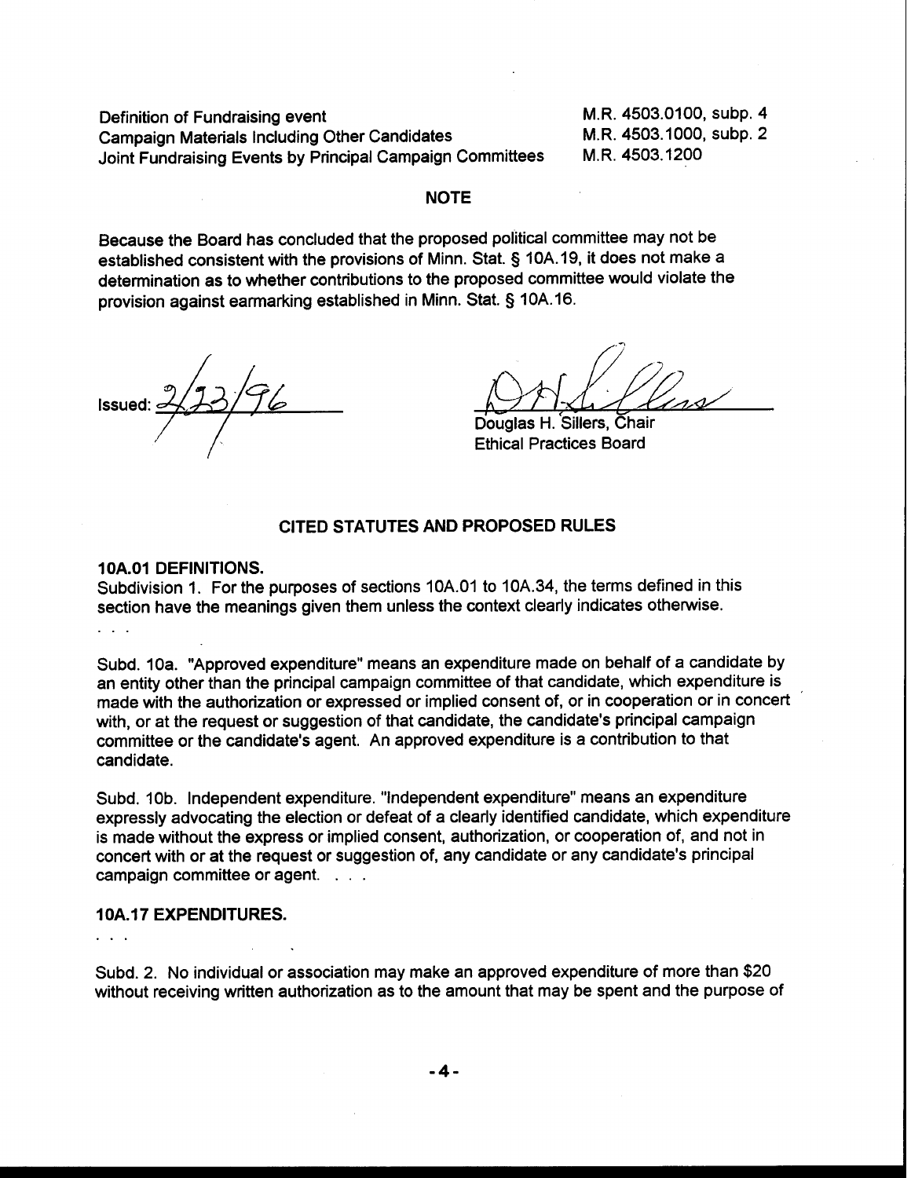| | |
|---|---|
| Definition of Fundraising event | M.R. 4503.0100, subp. 4 |
| Campaign Materials Including Other Candidates | M.R. 4503.1000, subp. 2 |
| Joint Fundraising Events by Principal Campaign Committees | M.R. 4503.1200 |

**NOTE**

Because the Board has concluded that the proposed political committee may not be established consistent with the provisions of Minn. Stat. § 10A.19, it does not make a determination as to whether contributions to the proposed committee would violate the provision against earmarking established in Minn. Stat. § 10A.16.

Issued: 2/23/96

Douglas H. Sillers, Chair
Ethical Practices Board

## CITED STATUTES AND PROPOSED RULES

**10A.01 DEFINITIONS.**

Subdivision 1. For the purposes of sections 10A.01 to 10A.34, the terms defined in this section have the meanings given them unless the context clearly indicates otherwise.

. . .

Subd. 10a. "Approved expenditure" means an expenditure made on behalf of a candidate by an entity other than the principal campaign committee of that candidate, which expenditure is made with the authorization or expressed or implied consent of, or in cooperation or in concert with, or at the request or suggestion of that candidate, the candidate's principal campaign committee or the candidate's agent. An approved expenditure is a contribution to that candidate.

Subd. 10b. Independent expenditure. "Independent expenditure" means an expenditure expressly advocating the election or defeat of a clearly identified candidate, which expenditure is made without the express or implied consent, authorization, or cooperation of, and not in concert with or at the request or suggestion of, any candidate or any candidate's principal campaign committee or agent. . . .

**10A.17 EXPENDITURES.**

. . .

Subd. 2. No individual or association may make an approved expenditure of more than $20 without receiving written authorization as to the amount that may be spent and the purpose of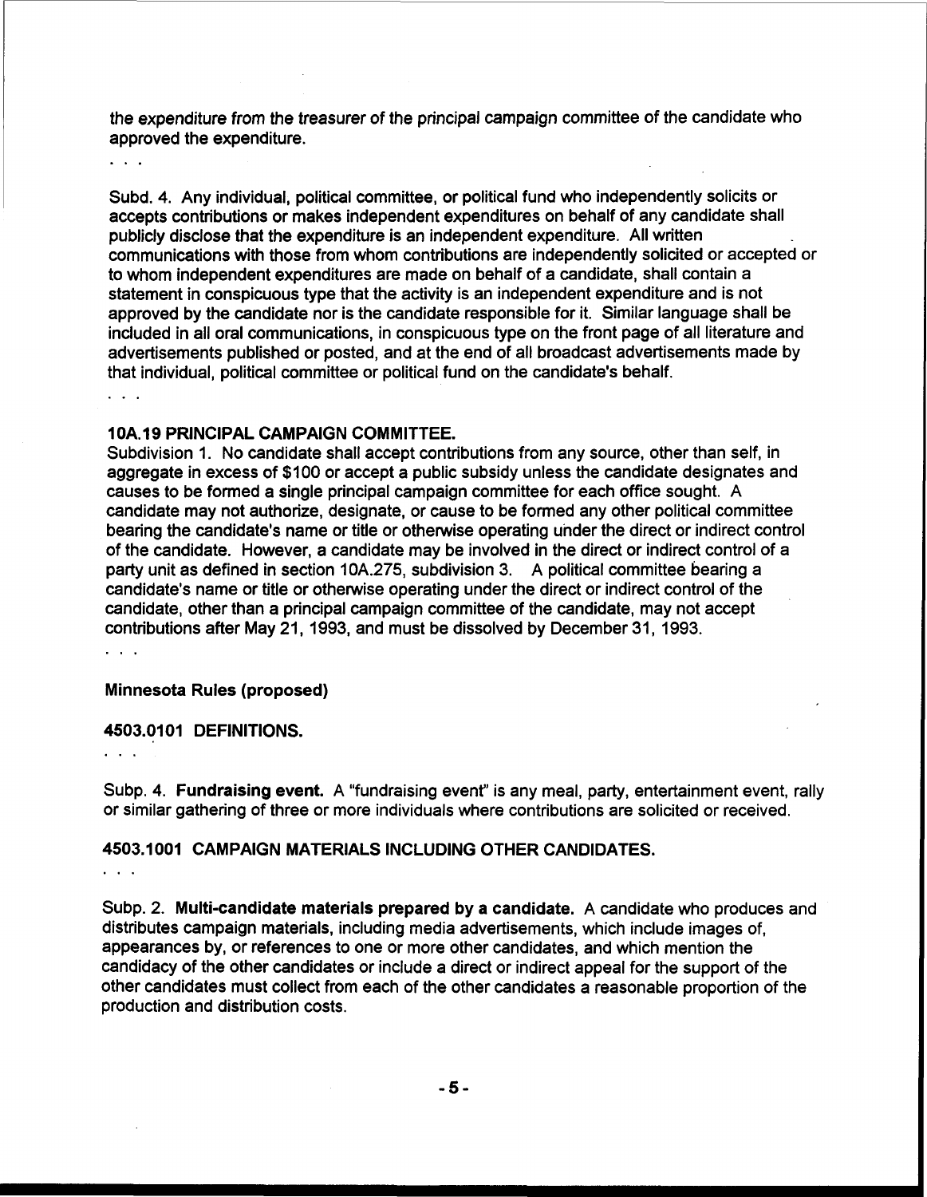the expenditure from the treasurer of the principal campaign committee of the candidate who approved the expenditure.

. . .

Subd. 4. Any individual, political committee, or political fund who independently solicits or accepts contributions or makes independent expenditures on behalf of any candidate shall publicly disclose that the expenditure is an independent expenditure. All written communications with those from whom contributions are independently solicited or accepted or to whom independent expenditures are made on behalf of a candidate, shall contain a statement in conspicuous type that the activity is an independent expenditure and is not approved by the candidate nor is the candidate responsible for it. Similar language shall be included in all oral communications, in conspicuous type on the front page of all literature and advertisements published or posted, and at the end of all broadcast advertisements made by that individual, political committee or political fund on the candidate's behalf.

. . .

**10A.19 PRINCIPAL CAMPAIGN COMMITTEE.**
Subdivision 1. No candidate shall accept contributions from any source, other than self, in aggregate in excess of $100 or accept a public subsidy unless the candidate designates and causes to be formed a single principal campaign committee for each office sought. A candidate may not authorize, designate, or cause to be formed any other political committee bearing the candidate's name or title or otherwise operating under the direct or indirect control of the candidate. However, a candidate may be involved in the direct or indirect control of a party unit as defined in section 10A.275, subdivision 3. A political committee bearing a candidate's name or title or otherwise operating under the direct or indirect control of the candidate, other than a principal campaign committee of the candidate, may not accept contributions after May 21, 1993, and must be dissolved by December 31, 1993.

. . .

**Minnesota Rules (proposed)**

**4503.0101 DEFINITIONS.**

. . .

Subp. 4. **Fundraising event.** A "fundraising event" is any meal, party, entertainment event, rally or similar gathering of three or more individuals where contributions are solicited or received.

**4503.1001 CAMPAIGN MATERIALS INCLUDING OTHER CANDIDATES.**

. . .

Subp. 2. **Multi-candidate materials prepared by a candidate.** A candidate who produces and distributes campaign materials, including media advertisements, which include images of, appearances by, or references to one or more other candidates, and which mention the candidacy of the other candidates or include a direct or indirect appeal for the support of the other candidates must collect from each of the other candidates a reasonable proportion of the production and distribution costs.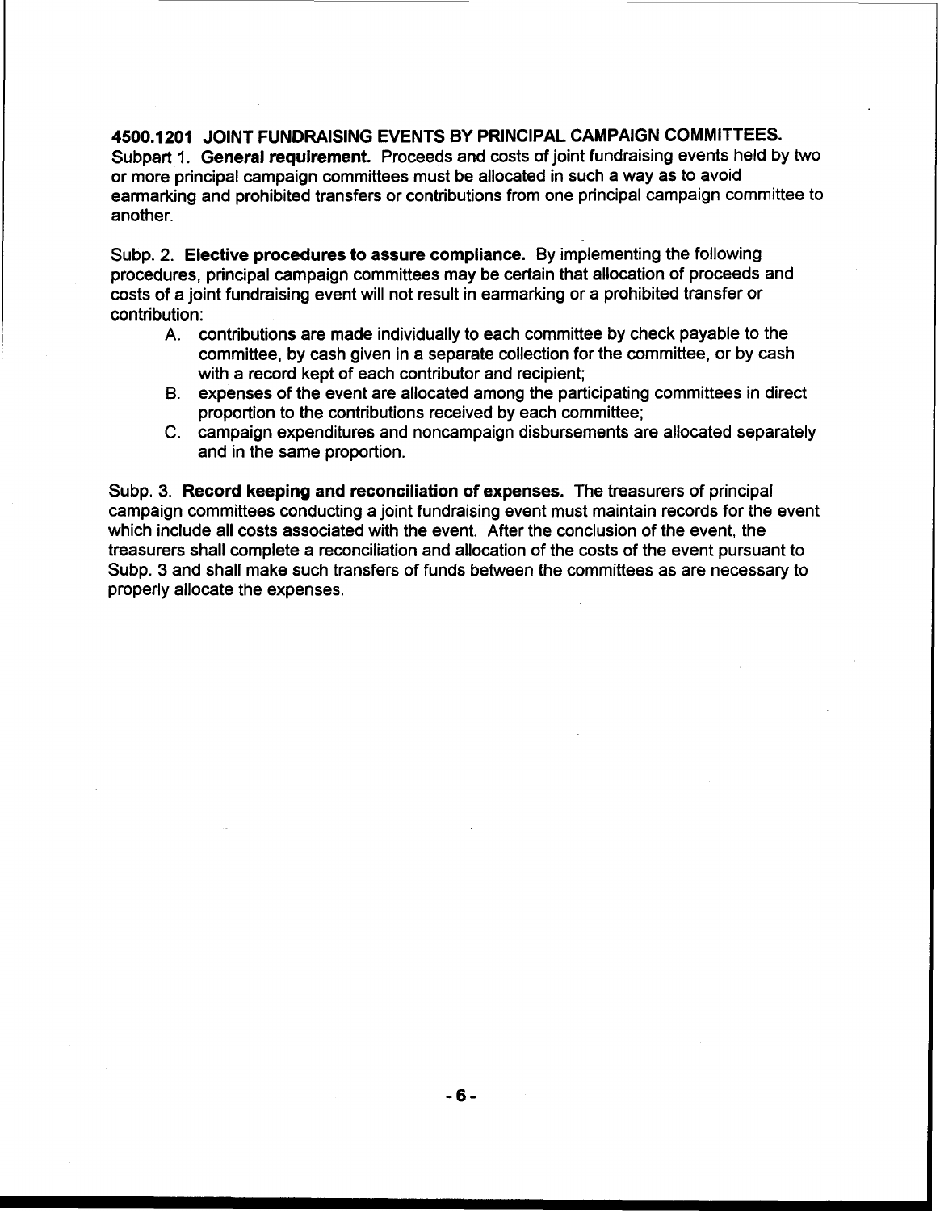**4500.1201 JOINT FUNDRAISING EVENTS BY PRINCIPAL CAMPAIGN COMMITTEES.**
Subpart 1. **General requirement.** Proceeds and costs of joint fundraising events held by two or more principal campaign committees must be allocated in such a way as to avoid earmarking and prohibited transfers or contributions from one principal campaign committee to another.

Subp. 2. **Elective procedures to assure compliance.** By implementing the following procedures, principal campaign committees may be certain that allocation of proceeds and costs of a joint fundraising event will not result in earmarking or a prohibited transfer or contribution:

A. contributions are made individually to each committee by check payable to the committee, by cash given in a separate collection for the committee, or by cash with a record kept of each contributor and recipient;
B. expenses of the event are allocated among the participating committees in direct proportion to the contributions received by each committee;
C. campaign expenditures and noncampaign disbursements are allocated separately and in the same proportion.

Subp. 3. **Record keeping and reconciliation of expenses.** The treasurers of principal campaign committees conducting a joint fundraising event must maintain records for the event which include all costs associated with the event. After the conclusion of the event, the treasurers shall complete a reconciliation and allocation of the costs of the event pursuant to Subp. 3 and shall make such transfers of funds between the committees as are necessary to properly allocate the expenses.